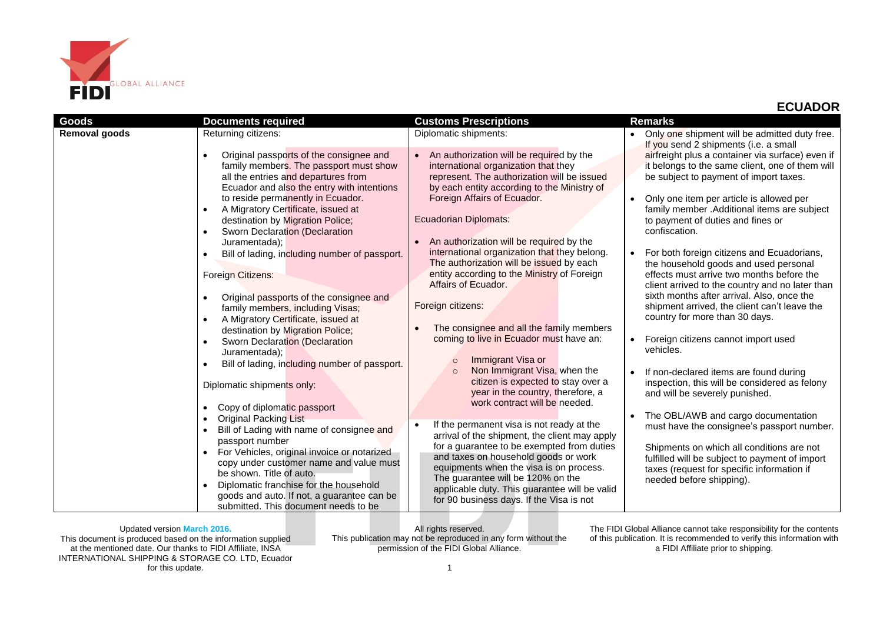# ECUADOR

| Goods | Documents required | Customs Prescriptions | Remarks |
| --- | --- | --- | --- |
| **Removal goods** | Returning citizens:<br><br>• Original passports of the consignee and family members. The passport must show all the entries and departures from Ecuador and also the entry with intentions to reside permanently in Ecuador.<br>• A Migratory Certificate, issued at destination by Migration Police;<br>• Sworn Declaration (Declaration Juramentada);<br>• Bill of lading, including number of passport.<br><br>Foreign Citizens:<br><br>• Original passports of the consignee and family members, including Visas;<br>• A Migratory Certificate, issued at destination by Migration Police;<br>• Sworn Declaration (Declaration Juramentada);<br>• Bill of lading, including number of passport.<br><br>Diplomatic shipments only:<br><br>• Copy of diplomatic passport<br>• Original Packing List<br>• Bill of Lading with name of consignee and passport number<br>• For Vehicles, original invoice or notarized copy under customer name and value must be shown. Title of auto.<br>• Diplomatic franchise for the household goods and auto. If not, a guarantee can be submitted. This document needs to be | Diplomatic shipments:<br><br>• An authorization will be required by the international organization that they represent. The authorization will be issued by each entity according to the Ministry of Foreign Affairs of Ecuador.<br><br>Ecuadorian Diplomats:<br><br>• An authorization will be required by the international organization that they belong. The authorization will be issued by each entity according to the Ministry of Foreign Affairs of Ecuador.<br><br>Foreign citizens:<br><br>• The consignee and all the family members coming to live in Ecuador must have an:<br>  ○ Immigrant Visa or<br>  ○ Non Immigrant Visa, when the citizen is expected to stay over a year in the country, therefore, a work contract will be needed.<br><br>• If the permanent visa is not ready at the arrival of the shipment, the client may apply for a guarantee to be exempted from duties and taxes on household goods or work equipments when the visa is on process. The guarantee will be 120% on the applicable duty. This guarantee will be valid for 90 business days. If the Visa is not | • Only one shipment will be admitted duty free. If you send 2 shipments (i.e. a small airfreight plus a container via surface) even if it belongs to the same client, one of them will be subject to payment of import taxes.<br><br>• Only one item per article is allowed per family member .Additional items are subject to payment of duties and fines or confiscation.<br><br>• For both foreign citizens and Ecuadorians, the household goods and used personal effects must arrive two months before the client arrived to the country and no later than sixth months after arrival. Also, once the shipment arrived, the client can't leave the country for more than 30 days.<br><br>• Foreign citizens cannot import used vehicles.<br><br>• If non-declared items are found during inspection, this will be considered as felony and will be severely punished.<br><br>• The OBL/AWB and cargo documentation must have the consignee's passport number.<br><br>Shipments on which all conditions are not fulfilled will be subject to payment of import taxes (request for specific information if needed before shipping). |

Updated version March 2016.
This document is produced based on the information supplied at the mentioned date. Our thanks to FIDI Affiliate, INSA INTERNATIONAL SHIPPING & STORAGE CO. LTD, Ecuador for this update.

All rights reserved.
This publication may not be reproduced in any form without the permission of the FIDI Global Alliance.

The FIDI Global Alliance cannot take responsibility for the contents of this publication. It is recommended to verify this information with a FIDI Affiliate prior to shipping.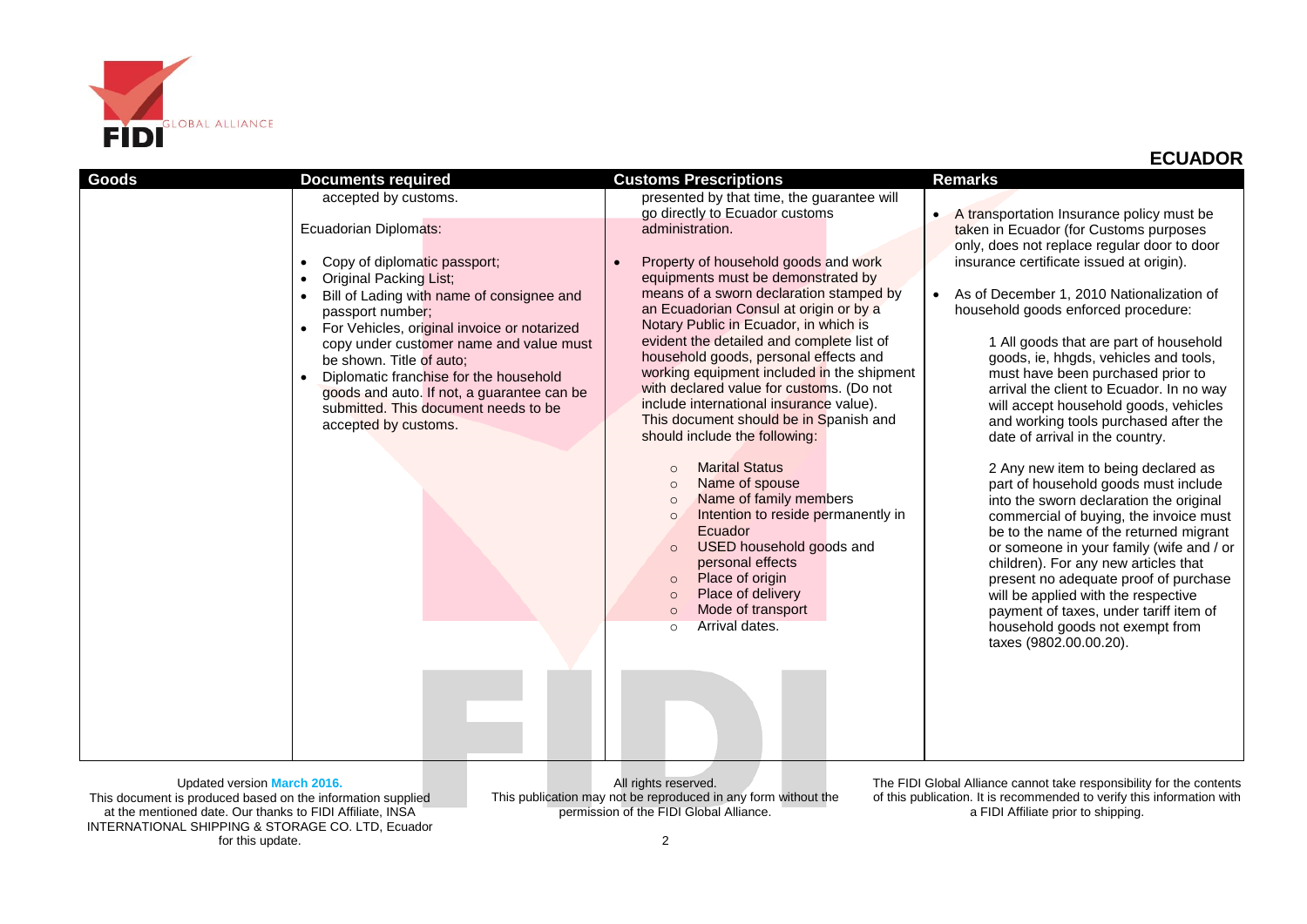## ECUADOR

| Goods | Documents required | Customs Prescriptions | Remarks |
|---|---|---|---|
| | accepted by customs.<br><br>Ecuadorian Diplomats:<br><br>• Copy of diplomatic passport;<br>• Original Packing List;<br>• Bill of Lading with name of consignee and passport number;<br>• For Vehicles, original invoice or notarized copy under customer name and value must be shown. Title of auto;<br>• Diplomatic franchise for the household goods and auto. If not, a guarantee can be submitted. This document needs to be accepted by customs. | presented by that time, the guarantee will go directly to Ecuador customs administration.<br><br>• Property of household goods and work equipments must be demonstrated by means of a sworn declaration stamped by an Ecuadorian Consul at origin or by a Notary Public in Ecuador, in which is evident the detailed and complete list of household goods, personal effects and working equipment included in the shipment with declared value for customs. (Do not include international insurance value). This document should be in Spanish and should include the following:<br><br>&nbsp;&nbsp;○ Marital Status<br>&nbsp;&nbsp;○ Name of spouse<br>&nbsp;&nbsp;○ Name of family members<br>&nbsp;&nbsp;○ Intention to reside permanently in Ecuador<br>&nbsp;&nbsp;○ USED household goods and personal effects<br>&nbsp;&nbsp;○ Place of origin<br>&nbsp;&nbsp;○ Place of delivery<br>&nbsp;&nbsp;○ Mode of transport<br>&nbsp;&nbsp;○ Arrival dates. | • A transportation Insurance policy must be taken in Ecuador (for Customs purposes only, does not replace regular door to door insurance certificate issued at origin).<br><br>• As of December 1, 2010 Nationalization of household goods enforced procedure:<br><br>1 All goods that are part of household goods, ie, hhgds, vehicles and tools, must have been purchased prior to arrival the client to Ecuador. In no way will accept household goods, vehicles and working tools purchased after the date of arrival in the country.<br><br>2 Any new item to being declared as part of household goods must include into the sworn declaration the original commercial of buying, the invoice must be to the name of the returned migrant or someone in your family (wife and / or children). For any new articles that present no adequate proof of purchase will be applied with the respective payment of taxes, under tariff item of household goods not exempt from taxes (9802.00.00.20). |

Updated version March 2016.
This document is produced based on the information supplied at the mentioned date. Our thanks to FIDI Affiliate, INSA INTERNATIONAL SHIPPING & STORAGE CO. LTD, Ecuador for this update.

All rights reserved.
This publication may not be reproduced in any form without the permission of the FIDI Global Alliance.

The FIDI Global Alliance cannot take responsibility for the contents of this publication. It is recommended to verify this information with a FIDI Affiliate prior to shipping.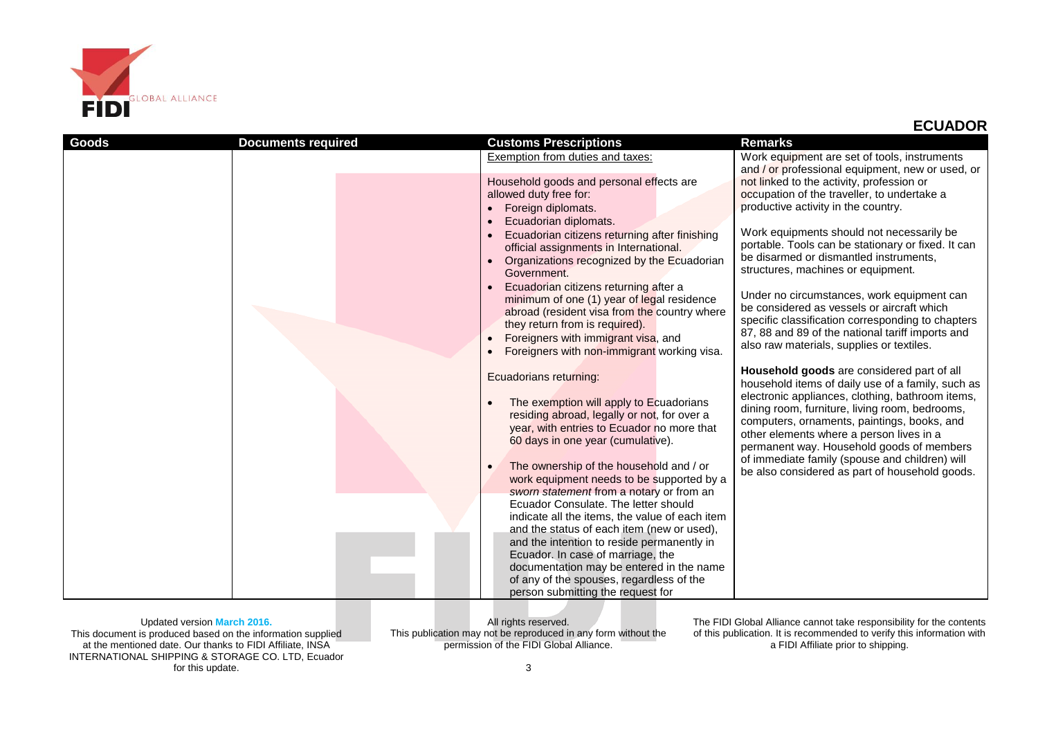## ECUADOR

| Goods | Documents required | Customs Prescriptions | Remarks |
|---|---|---|---|
| | | <u>Exemption from duties and taxes:</u><br><br>Household goods and personal effects are allowed duty free for:<br>• Foreign diplomats.<br>• Ecuadorian diplomats.<br>• Ecuadorian citizens returning after finishing official assignments in International.<br>• Organizations recognized by the Ecuadorian Government.<br>• Ecuadorian citizens returning after a minimum of one (1) year of legal residence abroad (resident visa from the country where they return from is required).<br>• Foreigners with immigrant visa, and<br>• Foreigners with non-immigrant working visa.<br><br>Ecuadorians returning:<br><br>• The exemption will apply to Ecuadorians residing abroad, legally or not, for over a year, with entries to Ecuador no more that 60 days in one year (cumulative).<br><br>• The ownership of the household and / or work equipment needs to be supported by a *sworn statement* from a notary or from an Ecuador Consulate. The letter should indicate all the items, the value of each item and the status of each item (new or used), and the intention to reside permanently in Ecuador. In case of marriage, the documentation may be entered in the name of any of the spouses, regardless of the person submitting the request for | Work equipment are set of tools, instruments and / or professional equipment, new or used, or not linked to the activity, profession or occupation of the traveller, to undertake a productive activity in the country.<br><br>Work equipments should not necessarily be portable. Tools can be stationary or fixed. It can be disarmed or dismantled instruments, structures, machines or equipment.<br><br>Under no circumstances, work equipment can be considered as vessels or aircraft which specific classification corresponding to chapters 87, 88 and 89 of the national tariff imports and also raw materials, supplies or textiles.<br><br>**Household goods** are considered part of all household items of daily use of a family, such as electronic appliances, clothing, bathroom items, dining room, furniture, living room, bedrooms, computers, ornaments, paintings, books, and other elements where a person lives in a permanent way. Household goods of members of immediate family (spouse and children) will be also considered as part of household goods. |

Updated version March 2016.
This document is produced based on the information supplied at the mentioned date. Our thanks to FIDI Affiliate, INSA INTERNATIONAL SHIPPING & STORAGE CO. LTD, Ecuador for this update.

All rights reserved.
This publication may not be reproduced in any form without the permission of the FIDI Global Alliance.

The FIDI Global Alliance cannot take responsibility for the contents of this publication. It is recommended to verify this information with a FIDI Affiliate prior to shipping.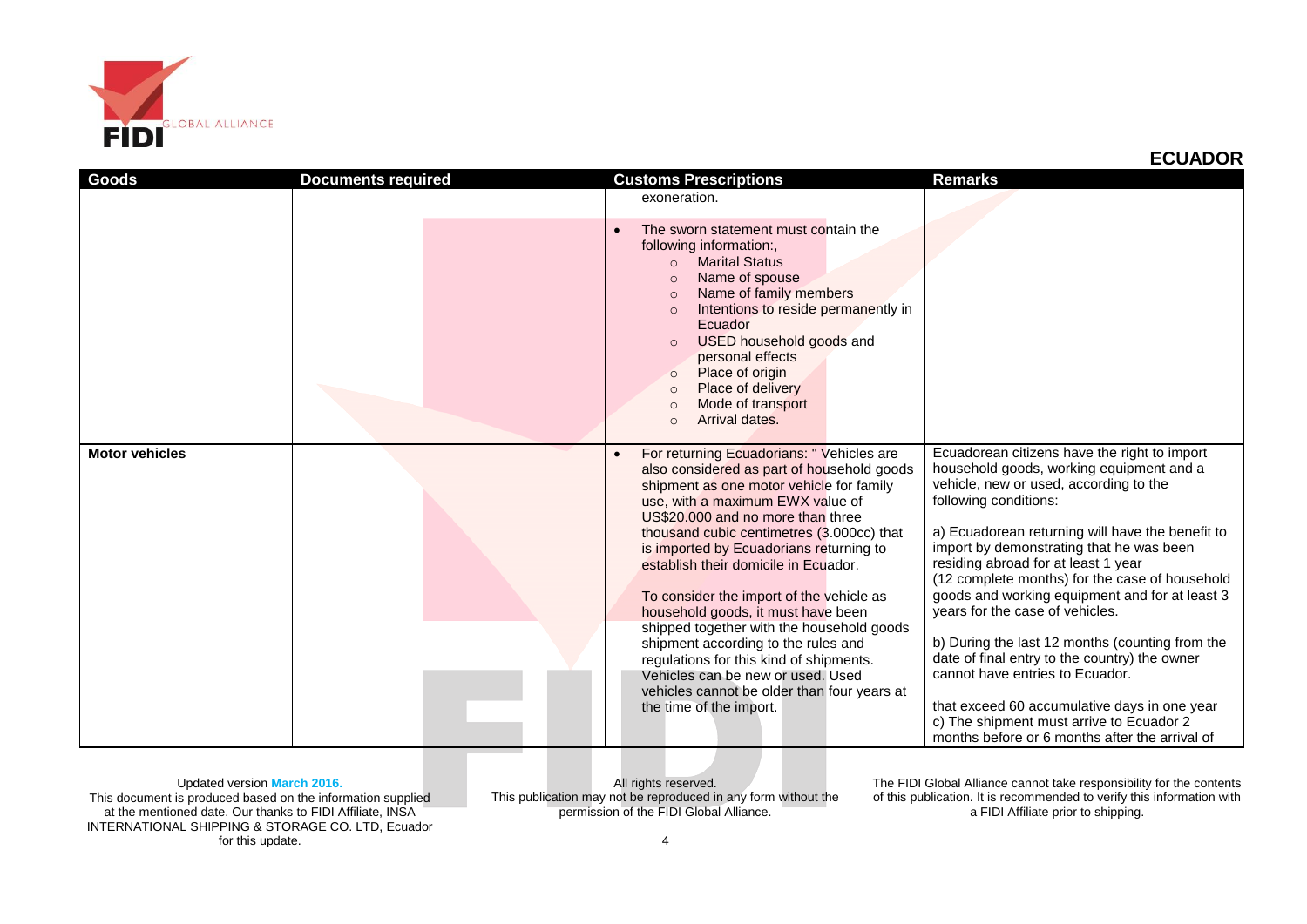## ECUADOR

| Goods | Documents required | Customs Prescriptions | Remarks |
|---|---|---|---|
| | | exoneration.<br><br>• The sworn statement must contain the following information:,<br>  ○ Marital Status<br>  ○ Name of spouse<br>  ○ Name of family members<br>  ○ Intentions to reside permanently in Ecuador<br>  ○ USED household goods and personal effects<br>  ○ Place of origin<br>  ○ Place of delivery<br>  ○ Mode of transport<br>  ○ Arrival dates. | |
| **Motor vehicles** | | • For returning Ecuadorians: " Vehicles are also considered as part of household goods shipment as one motor vehicle for family use, with a maximum EWX value of US$20.000 and no more than three thousand cubic centimetres (3.000cc) that is imported by Ecuadorians returning to establish their domicile in Ecuador.<br><br>To consider the import of the vehicle as household goods, it must have been shipped together with the household goods shipment according to the rules and regulations for this kind of shipments. Vehicles can be new or used. Used vehicles cannot be older than four years at the time of the import. | Ecuadorean citizens have the right to import household goods, working equipment and a vehicle, new or used, according to the following conditions:<br><br>a) Ecuadorean returning will have the benefit to import by demonstrating that he was been residing abroad for at least 1 year (12 complete months) for the case of household goods and working equipment and for at least 3 years for the case of vehicles.<br><br>b) During the last 12 months (counting from the date of final entry to the country) the owner cannot have entries to Ecuador.<br><br>that exceed 60 accumulative days in one year<br>c) The shipment must arrive to Ecuador 2 months before or 6 months after the arrival of |

Updated version **March 2016.**
This document is produced based on the information supplied at the mentioned date. Our thanks to FIDI Affiliate, INSA INTERNATIONAL SHIPPING & STORAGE CO. LTD, Ecuador for this update.

All rights reserved.
This publication may not be reproduced in any form without the permission of the FIDI Global Alliance.

The FIDI Global Alliance cannot take responsibility for the contents of this publication. It is recommended to verify this information with a FIDI Affiliate prior to shipping.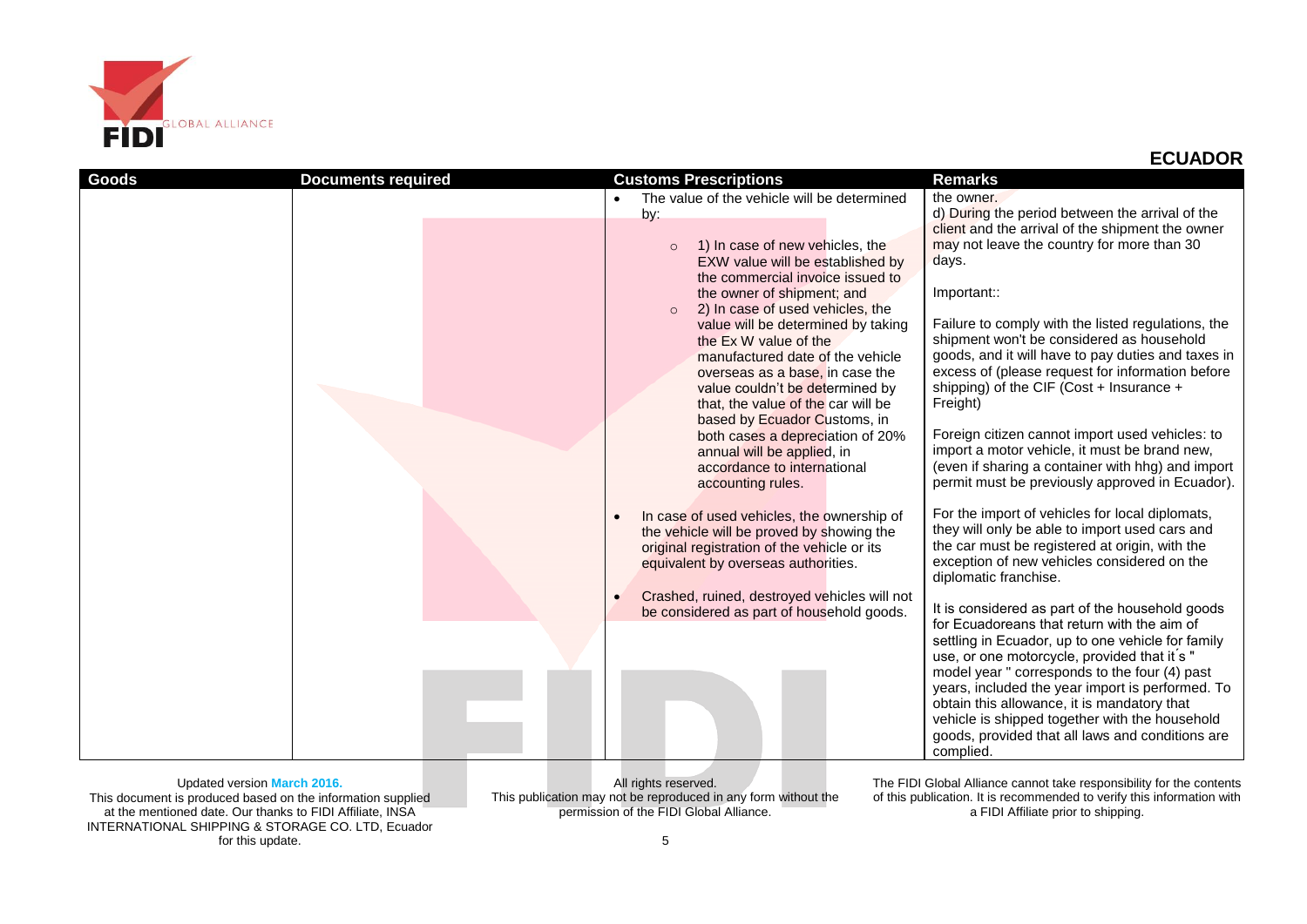## ECUADOR

| Goods | Documents required | Customs Prescriptions | Remarks |
|---|---|---|---|
| | | • The value of the vehicle will be determined by:<br>○ 1) In case of new vehicles, the EXW value will be established by the commercial invoice issued to the owner of shipment; and<br>○ 2) In case of used vehicles, the value will be determined by taking the Ex W value of the manufactured date of the vehicle overseas as a base, in case the value couldn't be determined by that, the value of the car will be based by Ecuador Customs, in both cases a depreciation of 20% annual will be applied, in accordance to international accounting rules.<br><br>• In case of used vehicles, the ownership of the vehicle will be proved by showing the original registration of the vehicle or its equivalent by overseas authorities.<br><br>• Crashed, ruined, destroyed vehicles will not be considered as part of household goods. | the owner.<br>d) During the period between the arrival of the client and the arrival of the shipment the owner may not leave the country for more than 30 days.<br><br>Important::<br><br>Failure to comply with the listed regulations, the shipment won't be considered as household goods, and it will have to pay duties and taxes in excess of (please request for information before shipping) of the CIF (Cost + Insurance + Freight)<br><br>Foreign citizen cannot import used vehicles: to import a motor vehicle, it must be brand new, (even if sharing a container with hhg) and import permit must be previously approved in Ecuador).<br><br>For the import of vehicles for local diplomats, they will only be able to import used cars and the car must be registered at origin, with the exception of new vehicles considered on the diplomatic franchise.<br><br>It is considered as part of the household goods for Ecuadoreans that return with the aim of settling in Ecuador, up to one vehicle for family use, or one motorcycle, provided that it´s " model year " corresponds to the four (4) past years, included the year import is performed. To obtain this allowance, it is mandatory that vehicle is shipped together with the household goods, provided that all laws and conditions are complied. |

Updated version March 2016.
This document is produced based on the information supplied at the mentioned date. Our thanks to FIDI Affiliate, INSA INTERNATIONAL SHIPPING & STORAGE CO. LTD, Ecuador for this update.

All rights reserved.
This publication may not be reproduced in any form without the permission of the FIDI Global Alliance.

The FIDI Global Alliance cannot take responsibility for the contents of this publication. It is recommended to verify this information with a FIDI Affiliate prior to shipping.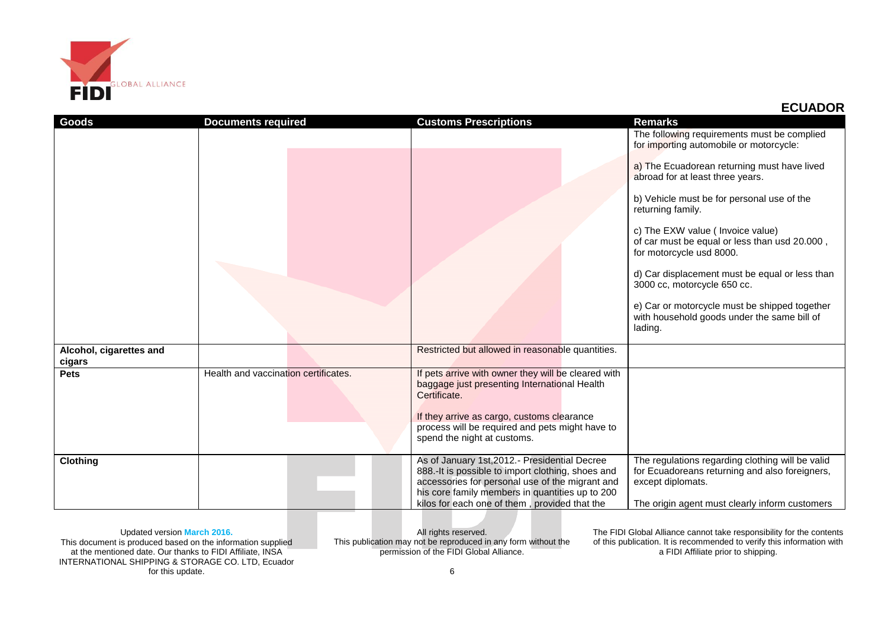## ECUADOR

| Goods | Documents required | Customs Prescriptions | Remarks |
| --- | --- | --- | --- |
| | | | The following requirements must be complied for importing automobile or motorcycle:<br><br>a) The Ecuadorean returning must have lived abroad for at least three years.<br><br>b) Vehicle must be for personal use of the returning family.<br><br>c) The EXW value ( Invoice value) of car must be equal or less than usd 20.000 , for motorcycle usd 8000.<br><br>d) Car displacement must be equal or less than 3000 cc, motorcycle 650 cc.<br><br>e) Car or motorcycle must be shipped together with household goods under the same bill of lading. |
| **Alcohol, cigarettes and cigars** | | Restricted but allowed in reasonable quantities. | |
| **Pets** | Health and vaccination certificates. | If pets arrive with owner they will be cleared with baggage just presenting International Health Certificate.<br><br>If they arrive as cargo, customs clearance process will be required and pets might have to spend the night at customs. | |
| **Clothing** | | As of January 1st,2012.- Presidential Decree 888.-It is possible to import clothing, shoes and accessories for personal use of the migrant and his core family members in quantities up to 200 kilos for each one of them , provided that the | The regulations regarding clothing will be valid for Ecuadoreans returning and also foreigners, except diplomats.<br><br>The origin agent must clearly inform customers |

Updated version March 2016.
This document is produced based on the information supplied at the mentioned date. Our thanks to FIDI Affiliate, INSA INTERNATIONAL SHIPPING & STORAGE CO. LTD, Ecuador for this update.

All rights reserved.
This publication may not be reproduced in any form without the permission of the FIDI Global Alliance.

The FIDI Global Alliance cannot take responsibility for the contents of this publication. It is recommended to verify this information with a FIDI Affiliate prior to shipping.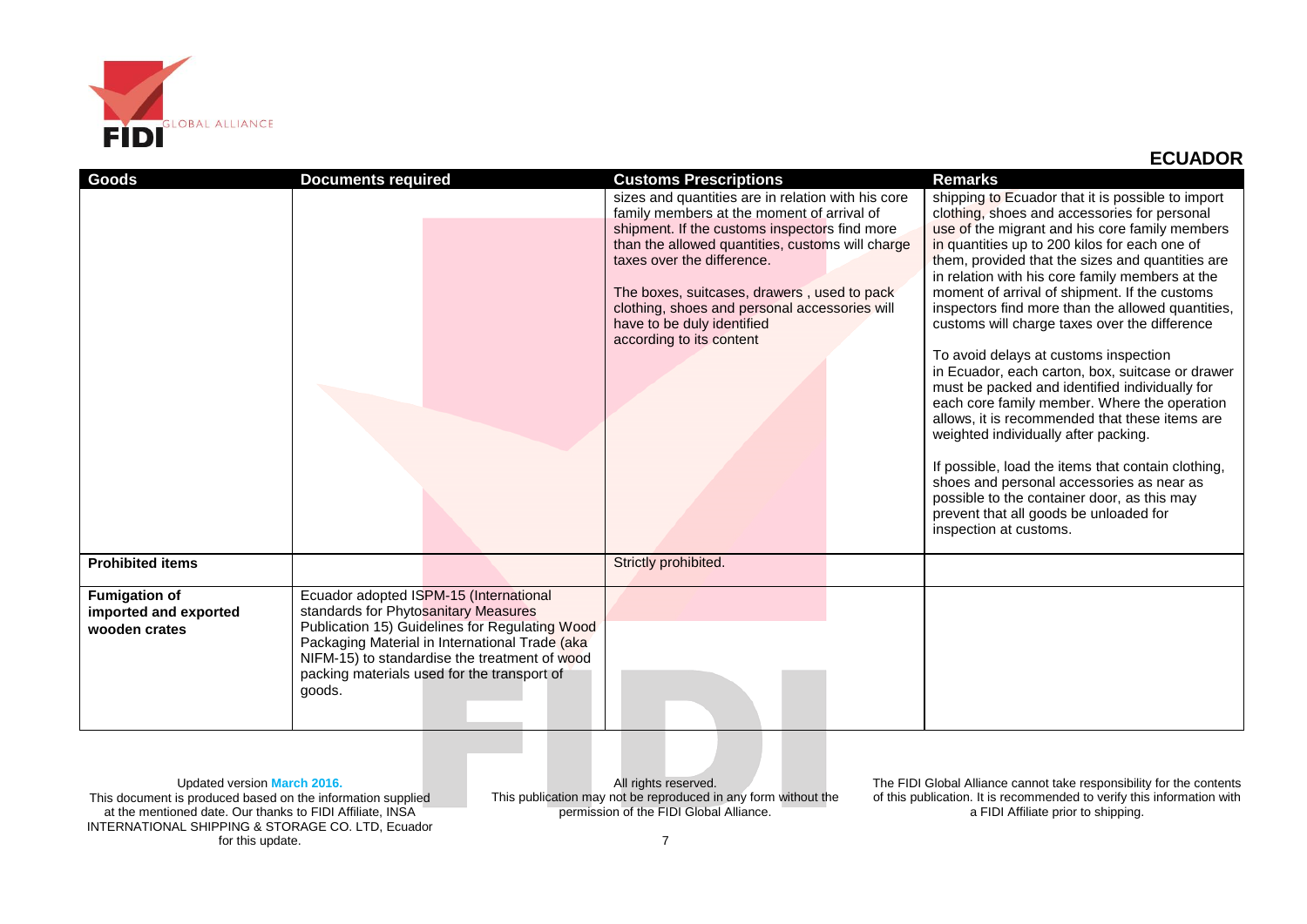## ECUADOR

| Goods | Documents required | Customs Prescriptions | Remarks |
|---|---|---|---|
| | | sizes and quantities are in relation with his core family members at the moment of arrival of shipment. If the customs inspectors find more than the allowed quantities, customs will charge taxes over the difference.<br><br>The boxes, suitcases, drawers , used to pack clothing, shoes and personal accessories will have to be duly identified according to its content | shipping to Ecuador that it is possible to import clothing, shoes and accessories for personal use of the migrant and his core family members in quantities up to 200 kilos for each one of them, provided that the sizes and quantities are in relation with his core family members at the moment of arrival of shipment. If the customs inspectors find more than the allowed quantities, customs will charge taxes over the difference<br><br>To avoid delays at customs inspection in Ecuador, each carton, box, suitcase or drawer must be packed and identified individually for each core family member. Where the operation allows, it is recommended that these items are weighted individually after packing.<br><br>If possible, load the items that contain clothing, shoes and personal accessories as near as possible to the container door, as this may prevent that all goods be unloaded for inspection at customs. |
| **Prohibited items** | | Strictly prohibited. | |
| **Fumigation of imported and exported wooden crates** | Ecuador adopted ISPM-15 (International standards for Phytosanitary Measures Publication 15) Guidelines for Regulating Wood Packaging Material in International Trade (aka NIFM-15) to standardise the treatment of wood packing materials used for the transport of goods. | | |

Updated version March 2016.
This document is produced based on the information supplied at the mentioned date. Our thanks to FIDI Affiliate, INSA INTERNATIONAL SHIPPING & STORAGE CO. LTD, Ecuador for this update.

All rights reserved.
This publication may not be reproduced in any form without the permission of the FIDI Global Alliance.

The FIDI Global Alliance cannot take responsibility for the contents of this publication. It is recommended to verify this information with a FIDI Affiliate prior to shipping.